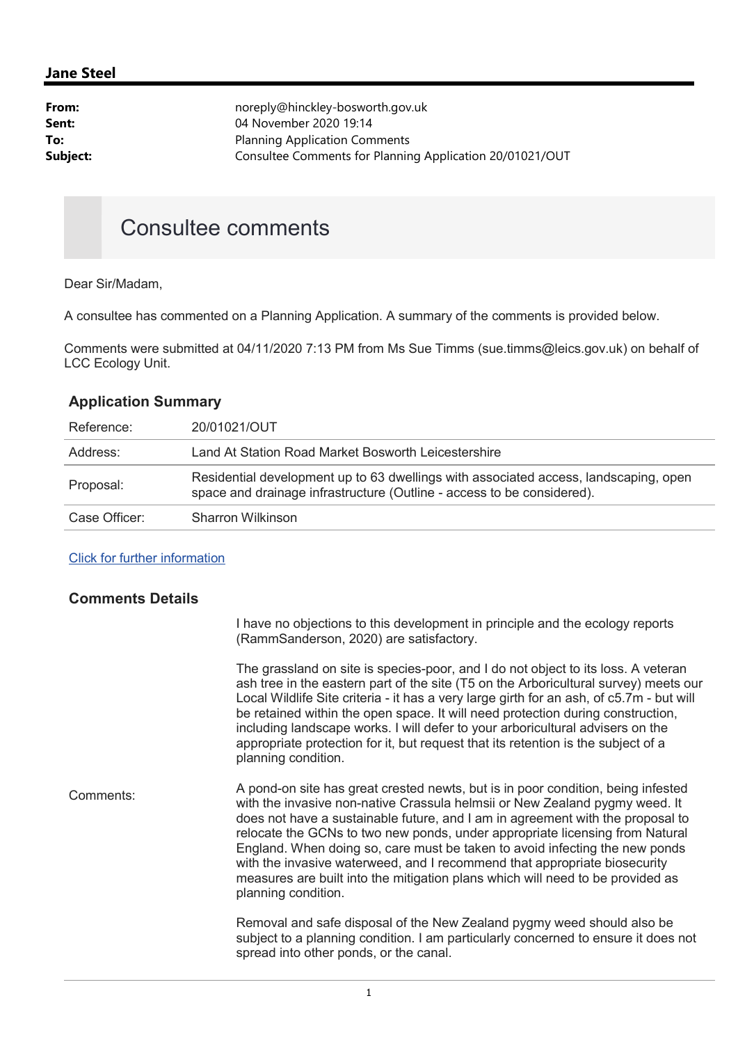## Jane Steel

**From:** noreply@hinckley-bosworth.gov.uk
**Sent:** 04 November 2020 19:14
**To:** Planning Application Comments
**Subject:** Consultee Comments for Planning Application 20/01021/OUT

# Consultee comments

Dear Sir/Madam,

A consultee has commented on a Planning Application. A summary of the comments is provided below.

Comments were submitted at 04/11/2020 7:13 PM from Ms Sue Timms (sue.timms@leics.gov.uk) on behalf of LCC Ecology Unit.

### Application Summary

| | |
|---|---|
| Reference: | 20/01021/OUT |
| Address: | Land At Station Road Market Bosworth Leicestershire |
| Proposal: | Residential development up to 63 dwellings with associated access, landscaping, open space and drainage infrastructure (Outline - access to be considered). |
| Case Officer: | Sharron Wilkinson |

[Click for further information]

### Comments Details

Comments:

I have no objections to this development in principle and the ecology reports (RammSanderson, 2020) are satisfactory.

The grassland on site is species-poor, and I do not object to its loss. A veteran ash tree in the eastern part of the site (T5 on the Arboricultural survey) meets our Local Wildlife Site criteria - it has a very large girth for an ash, of c5.7m - but will be retained within the open space. It will need protection during construction, including landscape works. I will defer to your arboricultural advisers on the appropriate protection for it, but request that its retention is the subject of a planning condition.

A pond-on site has great crested newts, but is in poor condition, being infested with the invasive non-native Crassula helmsii or New Zealand pygmy weed. It does not have a sustainable future, and I am in agreement with the proposal to relocate the GCNs to two new ponds, under appropriate licensing from Natural England. When doing so, care must be taken to avoid infecting the new ponds with the invasive waterweed, and I recommend that appropriate biosecurity measures are built into the mitigation plans which will need to be provided as planning condition.

Removal and safe disposal of the New Zealand pygmy weed should also be subject to a planning condition. I am particularly concerned to ensure it does not spread into other ponds, or the canal.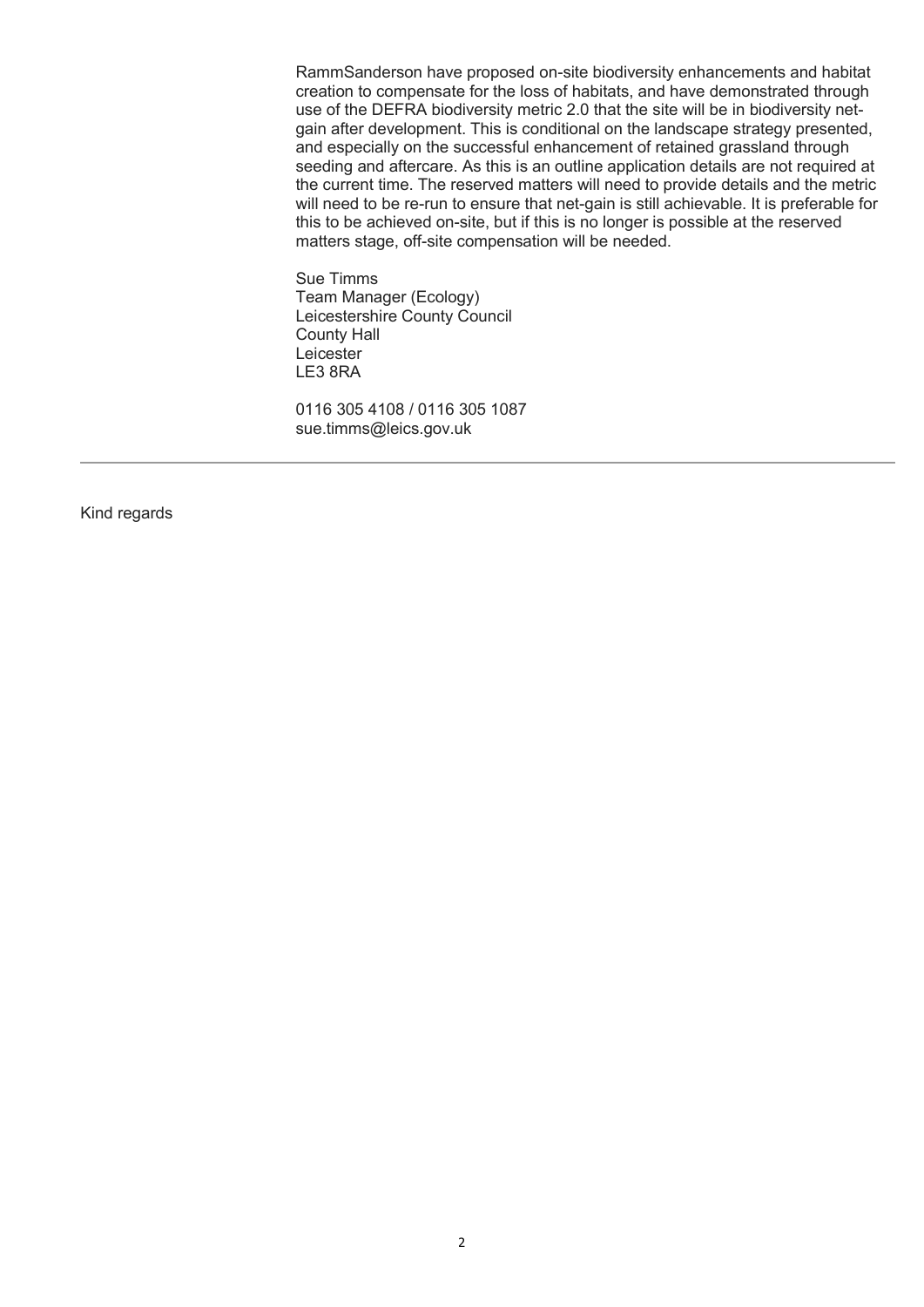RammSanderson have proposed on-site biodiversity enhancements and habitat creation to compensate for the loss of habitats, and have demonstrated through use of the DEFRA biodiversity metric 2.0 that the site will be in biodiversity net-gain after development. This is conditional on the landscape strategy presented, and especially on the successful enhancement of retained grassland through seeding and aftercare. As this is an outline application details are not required at the current time. The reserved matters will need to provide details and the metric will need to be re-run to ensure that net-gain is still achievable. It is preferable for this to be achieved on-site, but if this is no longer is possible at the reserved matters stage, off-site compensation will be needed.

Sue Timms
Team Manager (Ecology)
Leicestershire County Council
County Hall
Leicester
LE3 8RA

0116 305 4108 / 0116 305 1087
sue.timms@leics.gov.uk

---

Kind regards